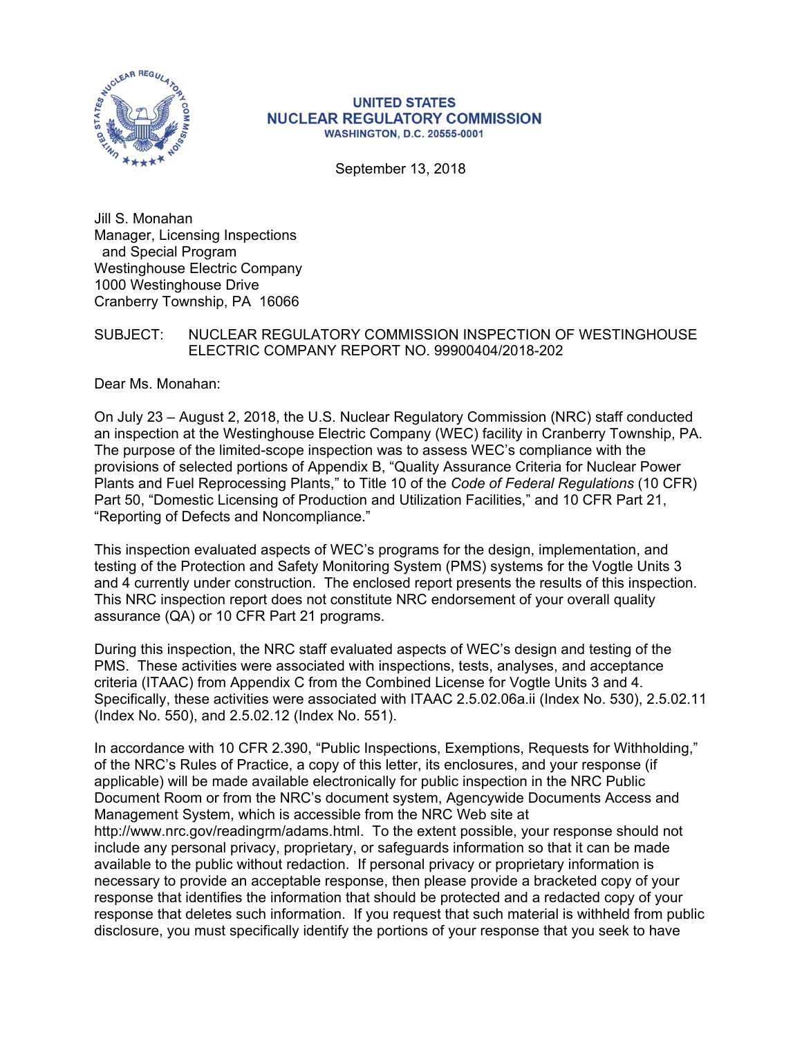**UNITED STATES**
**NUCLEAR REGULATORY COMMISSION**
**WASHINGTON, D.C. 20555-0001**

September 13, 2018

Jill S. Monahan
Manager, Licensing Inspections
and Special Program
Westinghouse Electric Company
1000 Westinghouse Drive
Cranberry Township, PA 16066

SUBJECT: NUCLEAR REGULATORY COMMISSION INSPECTION OF WESTINGHOUSE ELECTRIC COMPANY REPORT NO. 99900404/2018-202

Dear Ms. Monahan:

On July 23 – August 2, 2018, the U.S. Nuclear Regulatory Commission (NRC) staff conducted an inspection at the Westinghouse Electric Company (WEC) facility in Cranberry Township, PA. The purpose of the limited-scope inspection was to assess WEC's compliance with the provisions of selected portions of Appendix B, "Quality Assurance Criteria for Nuclear Power Plants and Fuel Reprocessing Plants," to Title 10 of the *Code of Federal Regulations* (10 CFR) Part 50, "Domestic Licensing of Production and Utilization Facilities," and 10 CFR Part 21, "Reporting of Defects and Noncompliance."

This inspection evaluated aspects of WEC's programs for the design, implementation, and testing of the Protection and Safety Monitoring System (PMS) systems for the Vogtle Units 3 and 4 currently under construction. The enclosed report presents the results of this inspection. This NRC inspection report does not constitute NRC endorsement of your overall quality assurance (QA) or 10 CFR Part 21 programs.

During this inspection, the NRC staff evaluated aspects of WEC's design and testing of the PMS. These activities were associated with inspections, tests, analyses, and acceptance criteria (ITAAC) from Appendix C from the Combined License for Vogtle Units 3 and 4. Specifically, these activities were associated with ITAAC 2.5.02.06a.ii (Index No. 530), 2.5.02.11 (Index No. 550), and 2.5.02.12 (Index No. 551).

In accordance with 10 CFR 2.390, "Public Inspections, Exemptions, Requests for Withholding," of the NRC's Rules of Practice, a copy of this letter, its enclosures, and your response (if applicable) will be made available electronically for public inspection in the NRC Public Document Room or from the NRC's document system, Agencywide Documents Access and Management System, which is accessible from the NRC Web site at http://www.nrc.gov/readingrm/adams.html. To the extent possible, your response should not include any personal privacy, proprietary, or safeguards information so that it can be made available to the public without redaction. If personal privacy or proprietary information is necessary to provide an acceptable response, then please provide a bracketed copy of your response that identifies the information that should be protected and a redacted copy of your response that deletes such information. If you request that such material is withheld from public disclosure, you must specifically identify the portions of your response that you seek to have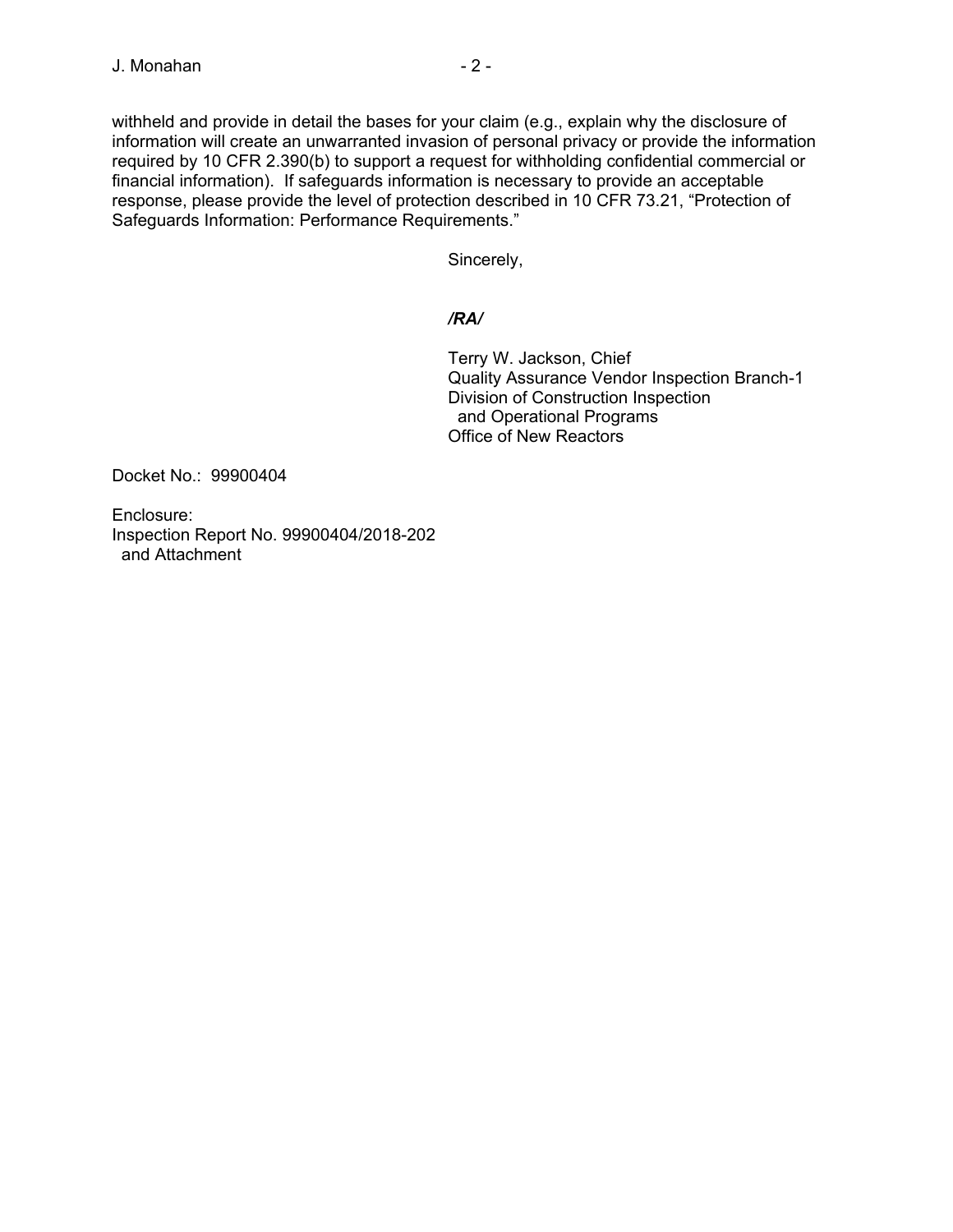withheld and provide in detail the bases for your claim (e.g., explain why the disclosure of information will create an unwarranted invasion of personal privacy or provide the information required by 10 CFR 2.390(b) to support a request for withholding confidential commercial or financial information). If safeguards information is necessary to provide an acceptable response, please provide the level of protection described in 10 CFR 73.21, "Protection of Safeguards Information: Performance Requirements."

Sincerely,

***/RA/***

Terry W. Jackson, Chief
Quality Assurance Vendor Inspection Branch-1
Division of Construction Inspection
and Operational Programs
Office of New Reactors

Docket No.: 99900404

Enclosure:
Inspection Report No. 99900404/2018-202
and Attachment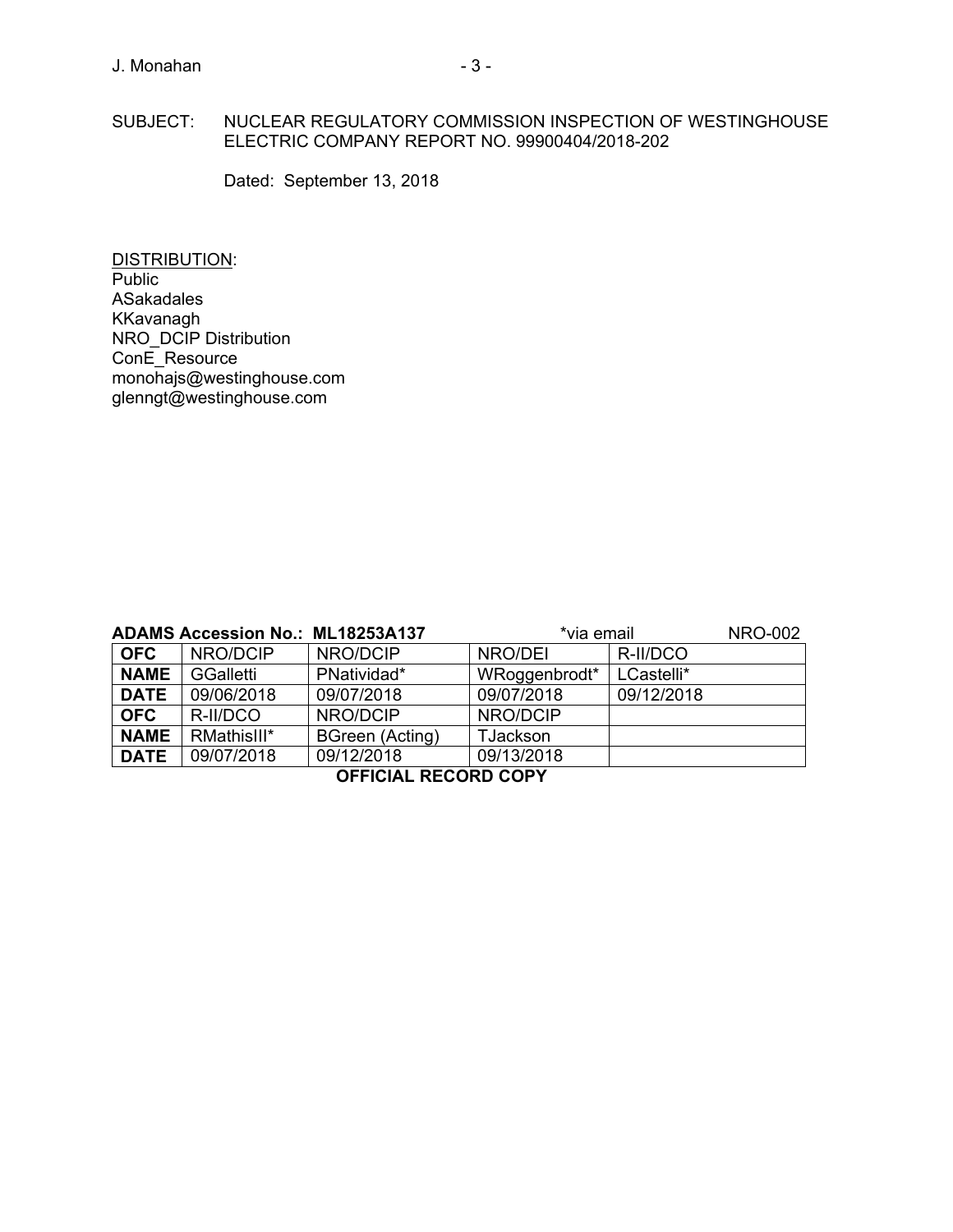SUBJECT: NUCLEAR REGULATORY COMMISSION INSPECTION OF WESTINGHOUSE ELECTRIC COMPANY REPORT NO. 99900404/2018-202

Dated: September 13, 2018

DISTRIBUTION:
Public
ASakadales
KKavanagh
NRO_DCIP Distribution
ConE_Resource
monohajs@westinghouse.com
glenngt@westinghouse.com

**ADAMS Accession No.: ML18253A137** *via email NRO-002

| **OFC** | NRO/DCIP | NRO/DCIP | NRO/DEI | R-II/DCO |
|---|---|---|---|---|
| **NAME** | GGalletti | PNatividad* | WRoggenbrodt* | LCastelli* |
| **DATE** | 09/06/2018 | 09/07/2018 | 09/07/2018 | 09/12/2018 |
| **OFC** | R-II/DCO | NRO/DCIP | NRO/DCIP | |
| **NAME** | RMathisIII* | BGreen (Acting) | TJackson | |
| **DATE** | 09/07/2018 | 09/12/2018 | 09/13/2018 | |

**OFFICIAL RECORD COPY**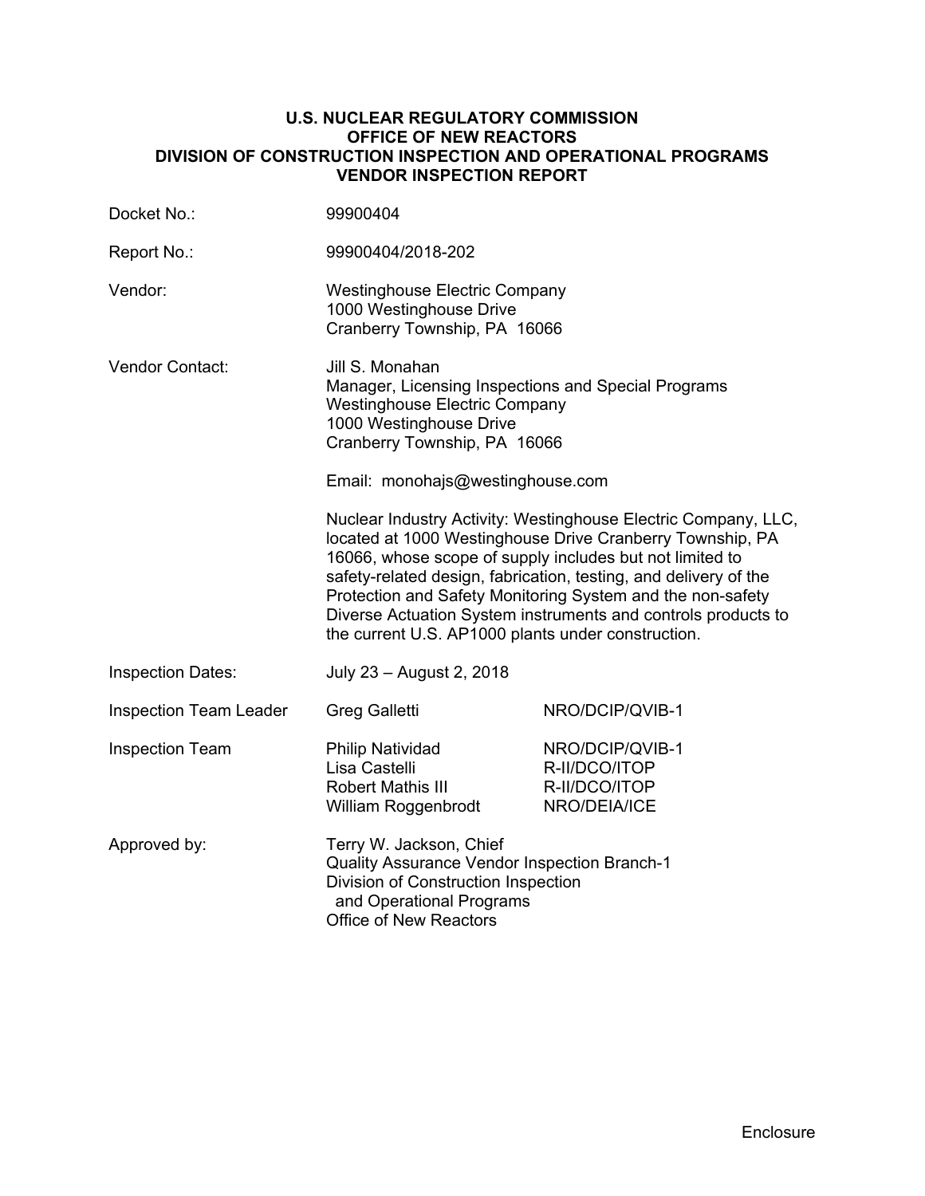**U.S. NUCLEAR REGULATORY COMMISSION**
**OFFICE OF NEW REACTORS**
**DIVISION OF CONSTRUCTION INSPECTION AND OPERATIONAL PROGRAMS**
**VENDOR INSPECTION REPORT**

| | | |
|---|---|---|
| Docket No.: | 99900404 | |
| Report No.: | 99900404/2018-202 | |
| Vendor: | Westinghouse Electric Company<br>1000 Westinghouse Drive<br>Cranberry Township, PA 16066 | |
| Vendor Contact: | Jill S. Monahan<br>Manager, Licensing Inspections and Special Programs<br>Westinghouse Electric Company<br>1000 Westinghouse Drive<br>Cranberry Township, PA 16066<br><br>Email: monohajs@westinghouse.com<br><br>Nuclear Industry Activity: Westinghouse Electric Company, LLC, located at 1000 Westinghouse Drive Cranberry Township, PA 16066, whose scope of supply includes but not limited to safety-related design, fabrication, testing, and delivery of the Protection and Safety Monitoring System and the non-safety Diverse Actuation System instruments and controls products to the current U.S. AP1000 plants under construction. | |
| Inspection Dates: | July 23 – August 2, 2018 | |
| Inspection Team Leader | Greg Galletti | NRO/DCIP/QVIB-1 |
| Inspection Team | Philip Natividad<br>Lisa Castelli<br>Robert Mathis III<br>William Roggenbrodt | NRO/DCIP/QVIB-1<br>R-II/DCO/ITOP<br>R-II/DCO/ITOP<br>NRO/DEIA/ICE |
| Approved by: | Terry W. Jackson, Chief<br>Quality Assurance Vendor Inspection Branch-1<br>Division of Construction Inspection and Operational Programs<br>Office of New Reactors | |

Enclosure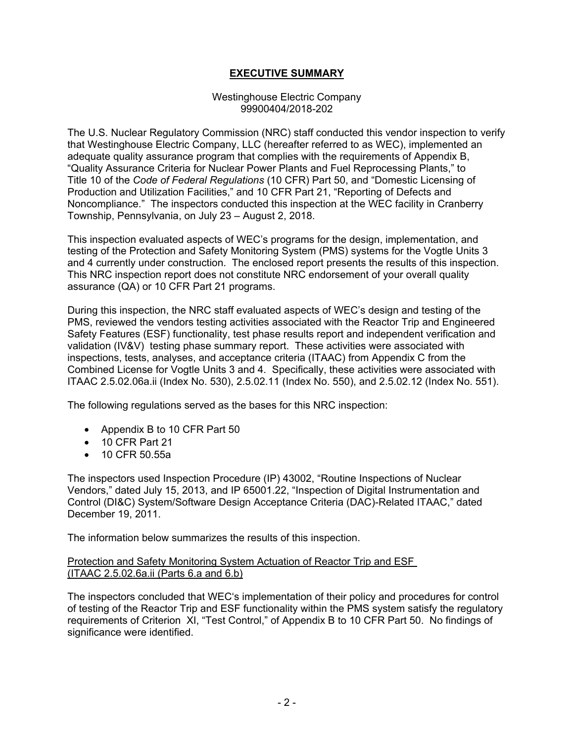## EXECUTIVE SUMMARY

Westinghouse Electric Company
99900404/2018-202

The U.S. Nuclear Regulatory Commission (NRC) staff conducted this vendor inspection to verify that Westinghouse Electric Company, LLC (hereafter referred to as WEC), implemented an adequate quality assurance program that complies with the requirements of Appendix B, "Quality Assurance Criteria for Nuclear Power Plants and Fuel Reprocessing Plants," to Title 10 of the *Code of Federal Regulations* (10 CFR) Part 50, and "Domestic Licensing of Production and Utilization Facilities," and 10 CFR Part 21, "Reporting of Defects and Noncompliance." The inspectors conducted this inspection at the WEC facility in Cranberry Township, Pennsylvania, on July 23 – August 2, 2018.

This inspection evaluated aspects of WEC's programs for the design, implementation, and testing of the Protection and Safety Monitoring System (PMS) systems for the Vogtle Units 3 and 4 currently under construction. The enclosed report presents the results of this inspection. This NRC inspection report does not constitute NRC endorsement of your overall quality assurance (QA) or 10 CFR Part 21 programs.

During this inspection, the NRC staff evaluated aspects of WEC's design and testing of the PMS, reviewed the vendors testing activities associated with the Reactor Trip and Engineered Safety Features (ESF) functionality, test phase results report and independent verification and validation (IV&V) testing phase summary report. These activities were associated with inspections, tests, analyses, and acceptance criteria (ITAAC) from Appendix C from the Combined License for Vogtle Units 3 and 4. Specifically, these activities were associated with ITAAC 2.5.02.06a.ii (Index No. 530), 2.5.02.11 (Index No. 550), and 2.5.02.12 (Index No. 551).

The following regulations served as the bases for this NRC inspection:

- Appendix B to 10 CFR Part 50
- 10 CFR Part 21
- 10 CFR 50.55a

The inspectors used Inspection Procedure (IP) 43002, "Routine Inspections of Nuclear Vendors," dated July 15, 2013, and IP 65001.22, "Inspection of Digital Instrumentation and Control (DI&C) System/Software Design Acceptance Criteria (DAC)-Related ITAAC," dated December 19, 2011.

The information below summarizes the results of this inspection.

Protection and Safety Monitoring System Actuation of Reactor Trip and ESF (ITAAC 2.5.02.6a.ii (Parts 6.a and 6.b)

The inspectors concluded that WEC's implementation of their policy and procedures for control of testing of the Reactor Trip and ESF functionality within the PMS system satisfy the regulatory requirements of Criterion XI, "Test Control," of Appendix B to 10 CFR Part 50. No findings of significance were identified.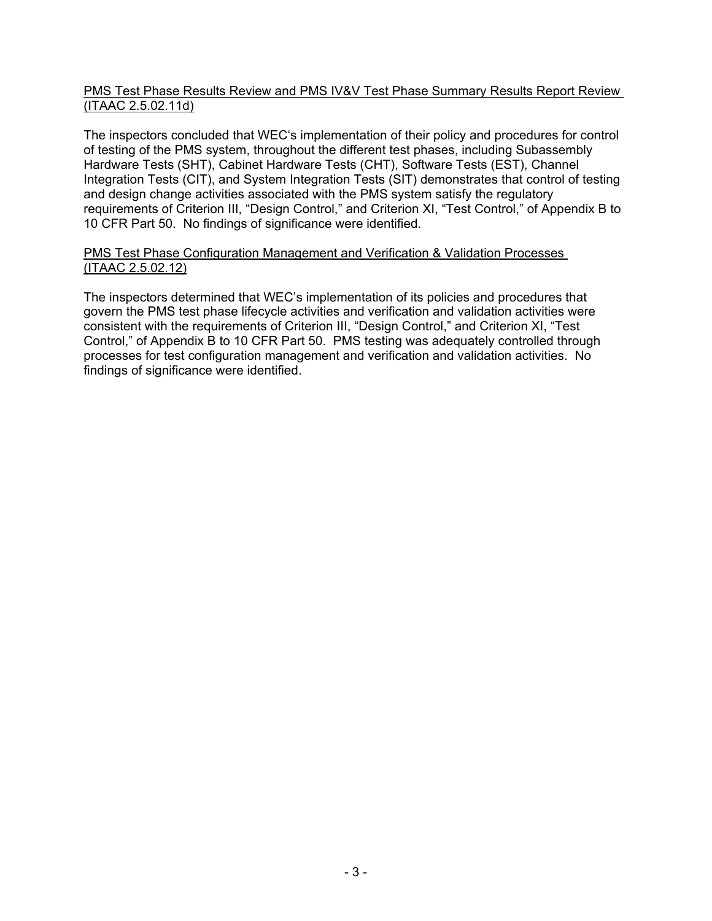PMS Test Phase Results Review and PMS IV&V Test Phase Summary Results Report Review (ITAAC 2.5.02.11d)

The inspectors concluded that WEC's implementation of their policy and procedures for control of testing of the PMS system, throughout the different test phases, including Subassembly Hardware Tests (SHT), Cabinet Hardware Tests (CHT), Software Tests (EST), Channel Integration Tests (CIT), and System Integration Tests (SIT) demonstrates that control of testing and design change activities associated with the PMS system satisfy the regulatory requirements of Criterion III, "Design Control," and Criterion XI, "Test Control," of Appendix B to 10 CFR Part 50. No findings of significance were identified.

PMS Test Phase Configuration Management and Verification & Validation Processes (ITAAC 2.5.02.12)

The inspectors determined that WEC's implementation of its policies and procedures that govern the PMS test phase lifecycle activities and verification and validation activities were consistent with the requirements of Criterion III, "Design Control," and Criterion XI, "Test Control," of Appendix B to 10 CFR Part 50. PMS testing was adequately controlled through processes for test configuration management and verification and validation activities. No findings of significance were identified.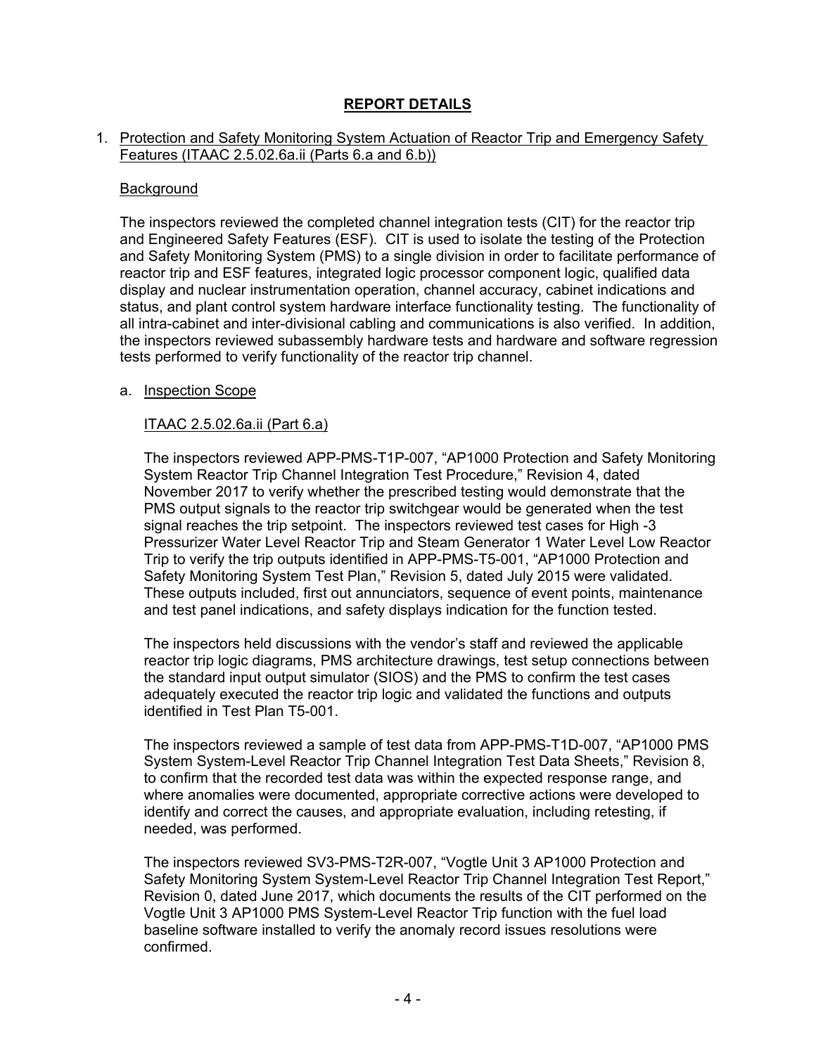## **REPORT DETAILS**

1. Protection and Safety Monitoring System Actuation of Reactor Trip and Emergency Safety Features (ITAAC 2.5.02.6a.ii (Parts 6.a and 6.b))

   Background

   The inspectors reviewed the completed channel integration tests (CIT) for the reactor trip and Engineered Safety Features (ESF). CIT is used to isolate the testing of the Protection and Safety Monitoring System (PMS) to a single division in order to facilitate performance of reactor trip and ESF features, integrated logic processor component logic, qualified data display and nuclear instrumentation operation, channel accuracy, cabinet indications and status, and plant control system hardware interface functionality testing. The functionality of all intra-cabinet and inter-divisional cabling and communications is also verified. In addition, the inspectors reviewed subassembly hardware tests and hardware and software regression tests performed to verify functionality of the reactor trip channel.

   a. Inspection Scope

      ITAAC 2.5.02.6a.ii (Part 6.a)

      The inspectors reviewed APP-PMS-T1P-007, "AP1000 Protection and Safety Monitoring System Reactor Trip Channel Integration Test Procedure," Revision 4, dated November 2017 to verify whether the prescribed testing would demonstrate that the PMS output signals to the reactor trip switchgear would be generated when the test signal reaches the trip setpoint. The inspectors reviewed test cases for High -3 Pressurizer Water Level Reactor Trip and Steam Generator 1 Water Level Low Reactor Trip to verify the trip outputs identified in APP-PMS-T5-001, "AP1000 Protection and Safety Monitoring System Test Plan," Revision 5, dated July 2015 were validated. These outputs included, first out annunciators, sequence of event points, maintenance and test panel indications, and safety displays indication for the function tested.

      The inspectors held discussions with the vendor's staff and reviewed the applicable reactor trip logic diagrams, PMS architecture drawings, test setup connections between the standard input output simulator (SIOS) and the PMS to confirm the test cases adequately executed the reactor trip logic and validated the functions and outputs identified in Test Plan T5-001.

      The inspectors reviewed a sample of test data from APP-PMS-T1D-007, "AP1000 PMS System System-Level Reactor Trip Channel Integration Test Data Sheets," Revision 8, to confirm that the recorded test data was within the expected response range, and where anomalies were documented, appropriate corrective actions were developed to identify and correct the causes, and appropriate evaluation, including retesting, if needed, was performed.

      The inspectors reviewed SV3-PMS-T2R-007, "Vogtle Unit 3 AP1000 Protection and Safety Monitoring System System-Level Reactor Trip Channel Integration Test Report," Revision 0, dated June 2017, which documents the results of the CIT performed on the Vogtle Unit 3 AP1000 PMS System-Level Reactor Trip function with the fuel load baseline software installed to verify the anomaly record issues resolutions were confirmed.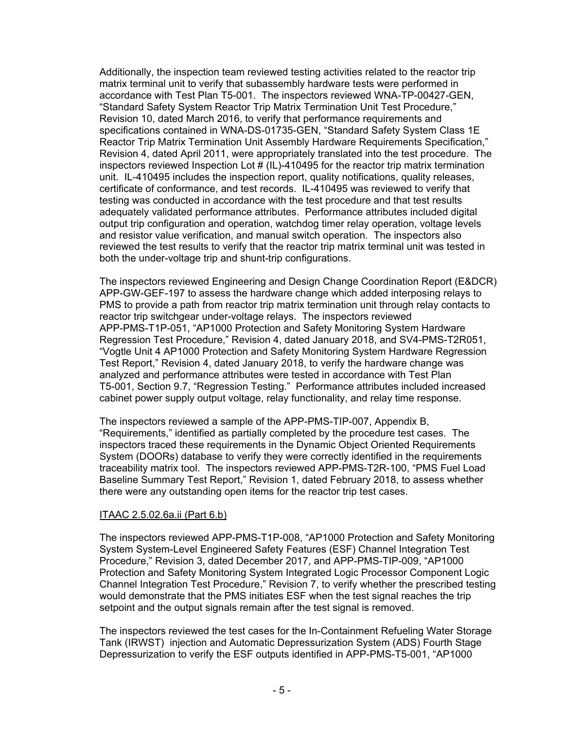Additionally, the inspection team reviewed testing activities related to the reactor trip matrix terminal unit to verify that subassembly hardware tests were performed in accordance with Test Plan T5-001. The inspectors reviewed WNA-TP-00427-GEN, "Standard Safety System Reactor Trip Matrix Termination Unit Test Procedure," Revision 10, dated March 2016, to verify that performance requirements and specifications contained in WNA-DS-01735-GEN, "Standard Safety System Class 1E Reactor Trip Matrix Termination Unit Assembly Hardware Requirements Specification," Revision 4, dated April 2011, were appropriately translated into the test procedure. The inspectors reviewed Inspection Lot # (IL)-410495 for the reactor trip matrix termination unit. IL-410495 includes the inspection report, quality notifications, quality releases, certificate of conformance, and test records. IL-410495 was reviewed to verify that testing was conducted in accordance with the test procedure and that test results adequately validated performance attributes. Performance attributes included digital output trip configuration and operation, watchdog timer relay operation, voltage levels and resistor value verification, and manual switch operation. The inspectors also reviewed the test results to verify that the reactor trip matrix terminal unit was tested in both the under-voltage trip and shunt-trip configurations.

The inspectors reviewed Engineering and Design Change Coordination Report (E&DCR) APP-GW-GEF-197 to assess the hardware change which added interposing relays to PMS to provide a path from reactor trip matrix termination unit through relay contacts to reactor trip switchgear under-voltage relays. The inspectors reviewed APP-PMS-T1P-051, "AP1000 Protection and Safety Monitoring System Hardware Regression Test Procedure," Revision 4, dated January 2018, and SV4-PMS-T2R051, "Vogtle Unit 4 AP1000 Protection and Safety Monitoring System Hardware Regression Test Report," Revision 4, dated January 2018, to verify the hardware change was analyzed and performance attributes were tested in accordance with Test Plan T5-001, Section 9.7, "Regression Testing." Performance attributes included increased cabinet power supply output voltage, relay functionality, and relay time response.

The inspectors reviewed a sample of the APP-PMS-TIP-007, Appendix B, "Requirements," identified as partially completed by the procedure test cases. The inspectors traced these requirements in the Dynamic Object Oriented Requirements System (DOORs) database to verify they were correctly identified in the requirements traceability matrix tool. The inspectors reviewed APP-PMS-T2R-100, "PMS Fuel Load Baseline Summary Test Report," Revision 1, dated February 2018, to assess whether there were any outstanding open items for the reactor trip test cases.

ITAAC 2.5.02.6a.ii (Part 6.b)

The inspectors reviewed APP-PMS-T1P-008, "AP1000 Protection and Safety Monitoring System System-Level Engineered Safety Features (ESF) Channel Integration Test Procedure," Revision 3, dated December 2017, and APP-PMS-TIP-009, "AP1000 Protection and Safety Monitoring System Integrated Logic Processor Component Logic Channel Integration Test Procedure," Revision 7, to verify whether the prescribed testing would demonstrate that the PMS initiates ESF when the test signal reaches the trip setpoint and the output signals remain after the test signal is removed.

The inspectors reviewed the test cases for the In-Containment Refueling Water Storage Tank (IRWST) injection and Automatic Depressurization System (ADS) Fourth Stage Depressurization to verify the ESF outputs identified in APP-PMS-T5-001, "AP1000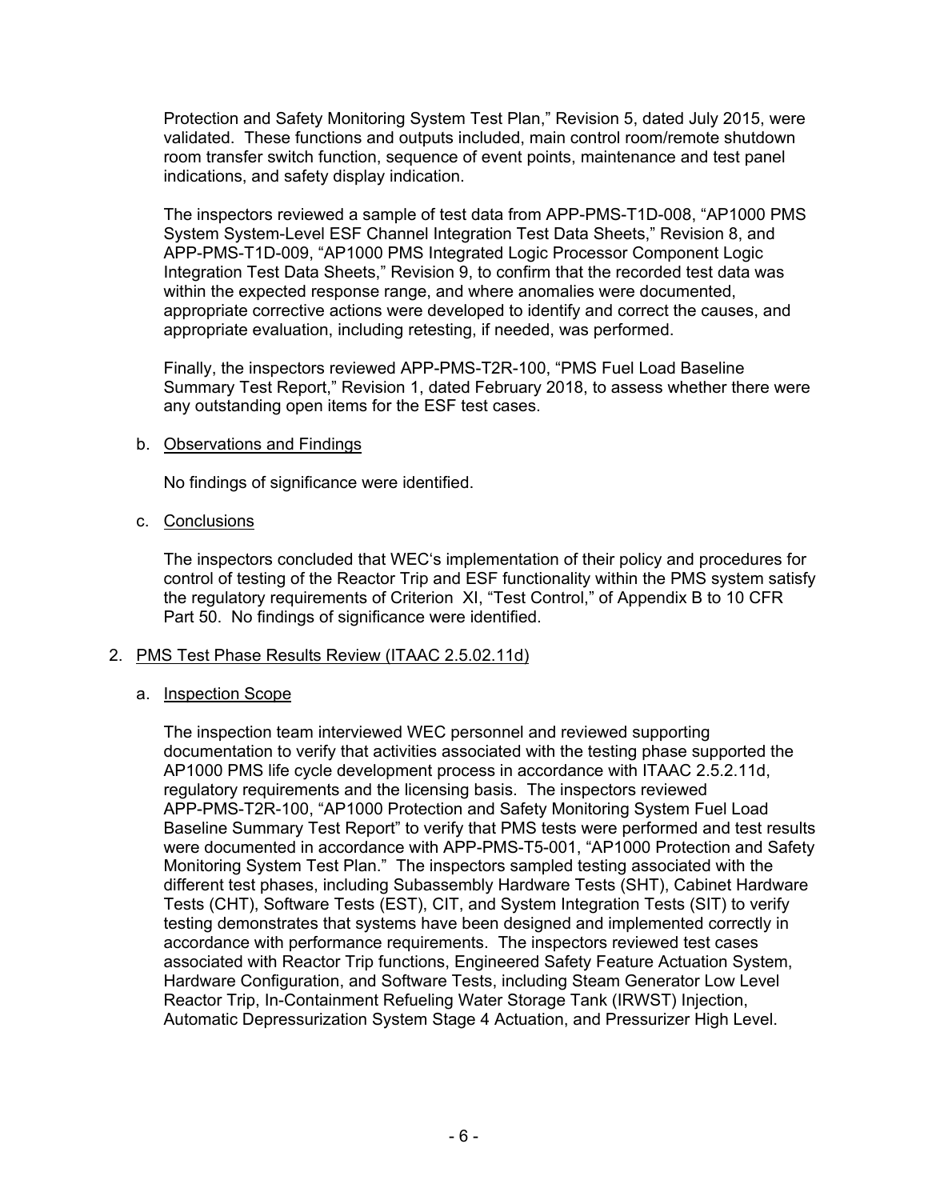Protection and Safety Monitoring System Test Plan," Revision 5, dated July 2015, were validated. These functions and outputs included, main control room/remote shutdown room transfer switch function, sequence of event points, maintenance and test panel indications, and safety display indication.

The inspectors reviewed a sample of test data from APP-PMS-T1D-008, "AP1000 PMS System System-Level ESF Channel Integration Test Data Sheets," Revision 8, and APP-PMS-T1D-009, "AP1000 PMS Integrated Logic Processor Component Logic Integration Test Data Sheets," Revision 9, to confirm that the recorded test data was within the expected response range, and where anomalies were documented, appropriate corrective actions were developed to identify and correct the causes, and appropriate evaluation, including retesting, if needed, was performed.

Finally, the inspectors reviewed APP-PMS-T2R-100, "PMS Fuel Load Baseline Summary Test Report," Revision 1, dated February 2018, to assess whether there were any outstanding open items for the ESF test cases.

b. Observations and Findings

No findings of significance were identified.

c. Conclusions

The inspectors concluded that WEC's implementation of their policy and procedures for control of testing of the Reactor Trip and ESF functionality within the PMS system satisfy the regulatory requirements of Criterion XI, "Test Control," of Appendix B to 10 CFR Part 50. No findings of significance were identified.

2. PMS Test Phase Results Review (ITAAC 2.5.02.11d)

a. Inspection Scope

The inspection team interviewed WEC personnel and reviewed supporting documentation to verify that activities associated with the testing phase supported the AP1000 PMS life cycle development process in accordance with ITAAC 2.5.2.11d, regulatory requirements and the licensing basis. The inspectors reviewed APP-PMS-T2R-100, "AP1000 Protection and Safety Monitoring System Fuel Load Baseline Summary Test Report" to verify that PMS tests were performed and test results were documented in accordance with APP-PMS-T5-001, "AP1000 Protection and Safety Monitoring System Test Plan." The inspectors sampled testing associated with the different test phases, including Subassembly Hardware Tests (SHT), Cabinet Hardware Tests (CHT), Software Tests (EST), CIT, and System Integration Tests (SIT) to verify testing demonstrates that systems have been designed and implemented correctly in accordance with performance requirements. The inspectors reviewed test cases associated with Reactor Trip functions, Engineered Safety Feature Actuation System, Hardware Configuration, and Software Tests, including Steam Generator Low Level Reactor Trip, In-Containment Refueling Water Storage Tank (IRWST) Injection, Automatic Depressurization System Stage 4 Actuation, and Pressurizer High Level.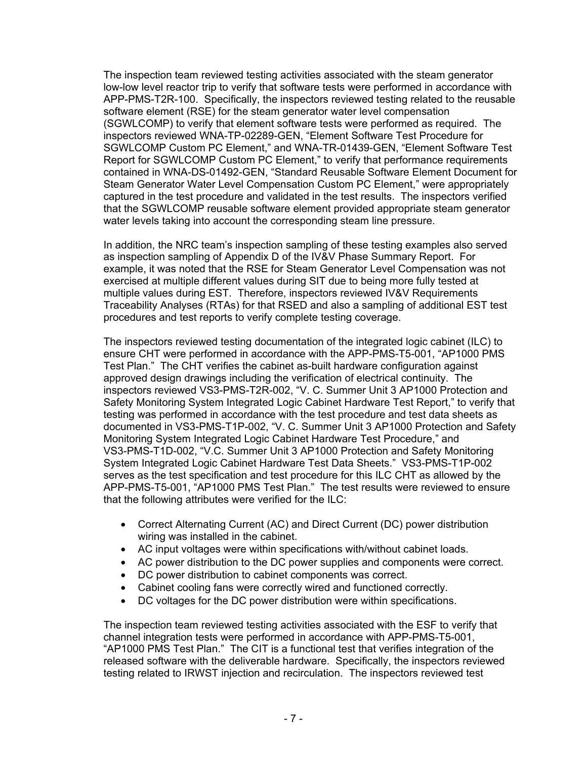The inspection team reviewed testing activities associated with the steam generator low-low level reactor trip to verify that software tests were performed in accordance with APP-PMS-T2R-100. Specifically, the inspectors reviewed testing related to the reusable software element (RSE) for the steam generator water level compensation (SGWLCOMP) to verify that element software tests were performed as required. The inspectors reviewed WNA-TP-02289-GEN, "Element Software Test Procedure for SGWLCOMP Custom PC Element," and WNA-TR-01439-GEN, "Element Software Test Report for SGWLCOMP Custom PC Element," to verify that performance requirements contained in WNA-DS-01492-GEN, "Standard Reusable Software Element Document for Steam Generator Water Level Compensation Custom PC Element," were appropriately captured in the test procedure and validated in the test results. The inspectors verified that the SGWLCOMP reusable software element provided appropriate steam generator water levels taking into account the corresponding steam line pressure.

In addition, the NRC team's inspection sampling of these testing examples also served as inspection sampling of Appendix D of the IV&V Phase Summary Report. For example, it was noted that the RSE for Steam Generator Level Compensation was not exercised at multiple different values during SIT due to being more fully tested at multiple values during EST. Therefore, inspectors reviewed IV&V Requirements Traceability Analyses (RTAs) for that RSED and also a sampling of additional EST test procedures and test reports to verify complete testing coverage.

The inspectors reviewed testing documentation of the integrated logic cabinet (ILC) to ensure CHT were performed in accordance with the APP-PMS-T5-001, "AP1000 PMS Test Plan." The CHT verifies the cabinet as-built hardware configuration against approved design drawings including the verification of electrical continuity. The inspectors reviewed VS3-PMS-T2R-002, "V. C. Summer Unit 3 AP1000 Protection and Safety Monitoring System Integrated Logic Cabinet Hardware Test Report," to verify that testing was performed in accordance with the test procedure and test data sheets as documented in VS3-PMS-T1P-002, "V. C. Summer Unit 3 AP1000 Protection and Safety Monitoring System Integrated Logic Cabinet Hardware Test Procedure," and VS3-PMS-T1D-002, "V.C. Summer Unit 3 AP1000 Protection and Safety Monitoring System Integrated Logic Cabinet Hardware Test Data Sheets." VS3-PMS-T1P-002 serves as the test specification and test procedure for this ILC CHT as allowed by the APP-PMS-T5-001, "AP1000 PMS Test Plan." The test results were reviewed to ensure that the following attributes were verified for the ILC:

- Correct Alternating Current (AC) and Direct Current (DC) power distribution wiring was installed in the cabinet.
- AC input voltages were within specifications with/without cabinet loads.
- AC power distribution to the DC power supplies and components were correct.
- DC power distribution to cabinet components was correct.
- Cabinet cooling fans were correctly wired and functioned correctly.
- DC voltages for the DC power distribution were within specifications.

The inspection team reviewed testing activities associated with the ESF to verify that channel integration tests were performed in accordance with APP-PMS-T5-001, "AP1000 PMS Test Plan." The CIT is a functional test that verifies integration of the released software with the deliverable hardware. Specifically, the inspectors reviewed testing related to IRWST injection and recirculation. The inspectors reviewed test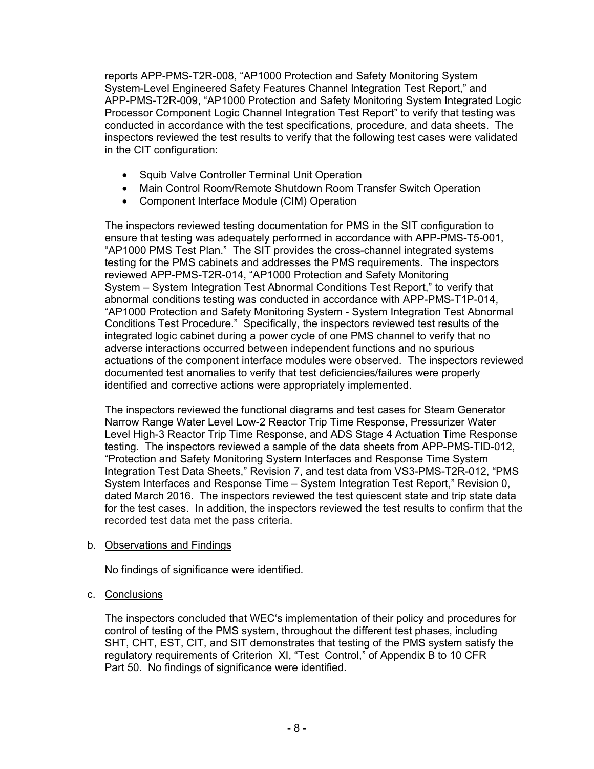reports APP-PMS-T2R-008, "AP1000 Protection and Safety Monitoring System System-Level Engineered Safety Features Channel Integration Test Report," and APP-PMS-T2R-009, "AP1000 Protection and Safety Monitoring System Integrated Logic Processor Component Logic Channel Integration Test Report" to verify that testing was conducted in accordance with the test specifications, procedure, and data sheets. The inspectors reviewed the test results to verify that the following test cases were validated in the CIT configuration:

- Squib Valve Controller Terminal Unit Operation
- Main Control Room/Remote Shutdown Room Transfer Switch Operation
- Component Interface Module (CIM) Operation

The inspectors reviewed testing documentation for PMS in the SIT configuration to ensure that testing was adequately performed in accordance with APP-PMS-T5-001, "AP1000 PMS Test Plan." The SIT provides the cross-channel integrated systems testing for the PMS cabinets and addresses the PMS requirements. The inspectors reviewed APP-PMS-T2R-014, "AP1000 Protection and Safety Monitoring System – System Integration Test Abnormal Conditions Test Report," to verify that abnormal conditions testing was conducted in accordance with APP-PMS-T1P-014, "AP1000 Protection and Safety Monitoring System - System Integration Test Abnormal Conditions Test Procedure." Specifically, the inspectors reviewed test results of the integrated logic cabinet during a power cycle of one PMS channel to verify that no adverse interactions occurred between independent functions and no spurious actuations of the component interface modules were observed. The inspectors reviewed documented test anomalies to verify that test deficiencies/failures were properly identified and corrective actions were appropriately implemented.

The inspectors reviewed the functional diagrams and test cases for Steam Generator Narrow Range Water Level Low-2 Reactor Trip Time Response, Pressurizer Water Level High-3 Reactor Trip Time Response, and ADS Stage 4 Actuation Time Response testing. The inspectors reviewed a sample of the data sheets from APP-PMS-TID-012, "Protection and Safety Monitoring System Interfaces and Response Time System Integration Test Data Sheets," Revision 7, and test data from VS3-PMS-T2R-012, "PMS System Interfaces and Response Time – System Integration Test Report," Revision 0, dated March 2016. The inspectors reviewed the test quiescent state and trip state data for the test cases. In addition, the inspectors reviewed the test results to confirm that the recorded test data met the pass criteria.

b. Observations and Findings

No findings of significance were identified.

c. Conclusions

The inspectors concluded that WEC's implementation of their policy and procedures for control of testing of the PMS system, throughout the different test phases, including SHT, CHT, EST, CIT, and SIT demonstrates that testing of the PMS system satisfy the regulatory requirements of Criterion XI, "Test Control," of Appendix B to 10 CFR Part 50. No findings of significance were identified.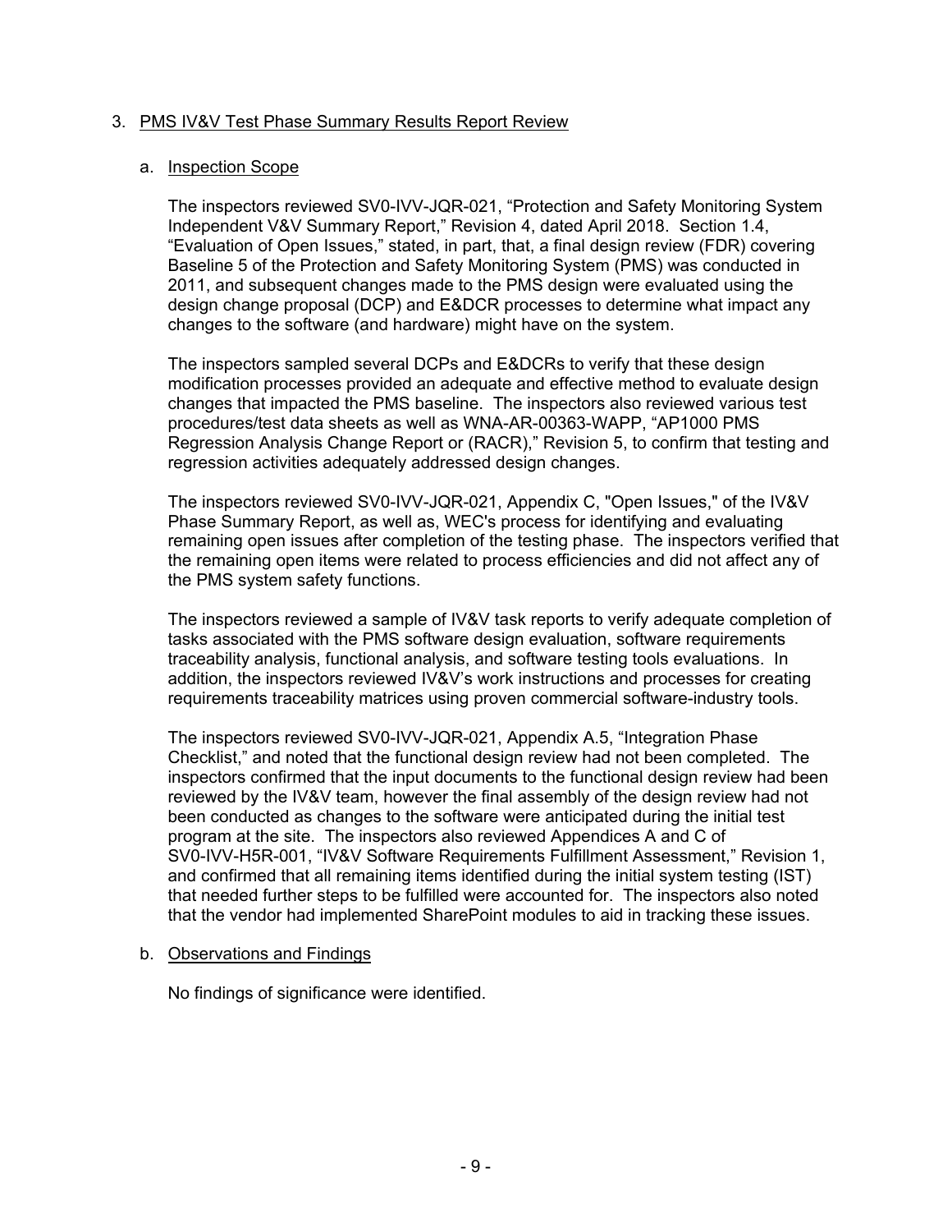3. PMS IV&V Test Phase Summary Results Report Review

   a. Inspection Scope

   The inspectors reviewed SV0-IVV-JQR-021, "Protection and Safety Monitoring System Independent V&V Summary Report," Revision 4, dated April 2018. Section 1.4, "Evaluation of Open Issues," stated, in part, that, a final design review (FDR) covering Baseline 5 of the Protection and Safety Monitoring System (PMS) was conducted in 2011, and subsequent changes made to the PMS design were evaluated using the design change proposal (DCP) and E&DCR processes to determine what impact any changes to the software (and hardware) might have on the system.

   The inspectors sampled several DCPs and E&DCRs to verify that these design modification processes provided an adequate and effective method to evaluate design changes that impacted the PMS baseline. The inspectors also reviewed various test procedures/test data sheets as well as WNA-AR-00363-WAPP, "AP1000 PMS Regression Analysis Change Report or (RACR)," Revision 5, to confirm that testing and regression activities adequately addressed design changes.

   The inspectors reviewed SV0-IVV-JQR-021, Appendix C, "Open Issues," of the IV&V Phase Summary Report, as well as, WEC's process for identifying and evaluating remaining open issues after completion of the testing phase. The inspectors verified that the remaining open items were related to process efficiencies and did not affect any of the PMS system safety functions.

   The inspectors reviewed a sample of IV&V task reports to verify adequate completion of tasks associated with the PMS software design evaluation, software requirements traceability analysis, functional analysis, and software testing tools evaluations. In addition, the inspectors reviewed IV&V's work instructions and processes for creating requirements traceability matrices using proven commercial software-industry tools.

   The inspectors reviewed SV0-IVV-JQR-021, Appendix A.5, "Integration Phase Checklist," and noted that the functional design review had not been completed. The inspectors confirmed that the input documents to the functional design review had been reviewed by the IV&V team, however the final assembly of the design review had not been conducted as changes to the software were anticipated during the initial test program at the site. The inspectors also reviewed Appendices A and C of SV0-IVV-H5R-001, "IV&V Software Requirements Fulfillment Assessment," Revision 1, and confirmed that all remaining items identified during the initial system testing (IST) that needed further steps to be fulfilled were accounted for. The inspectors also noted that the vendor had implemented SharePoint modules to aid in tracking these issues.

   b. Observations and Findings

   No findings of significance were identified.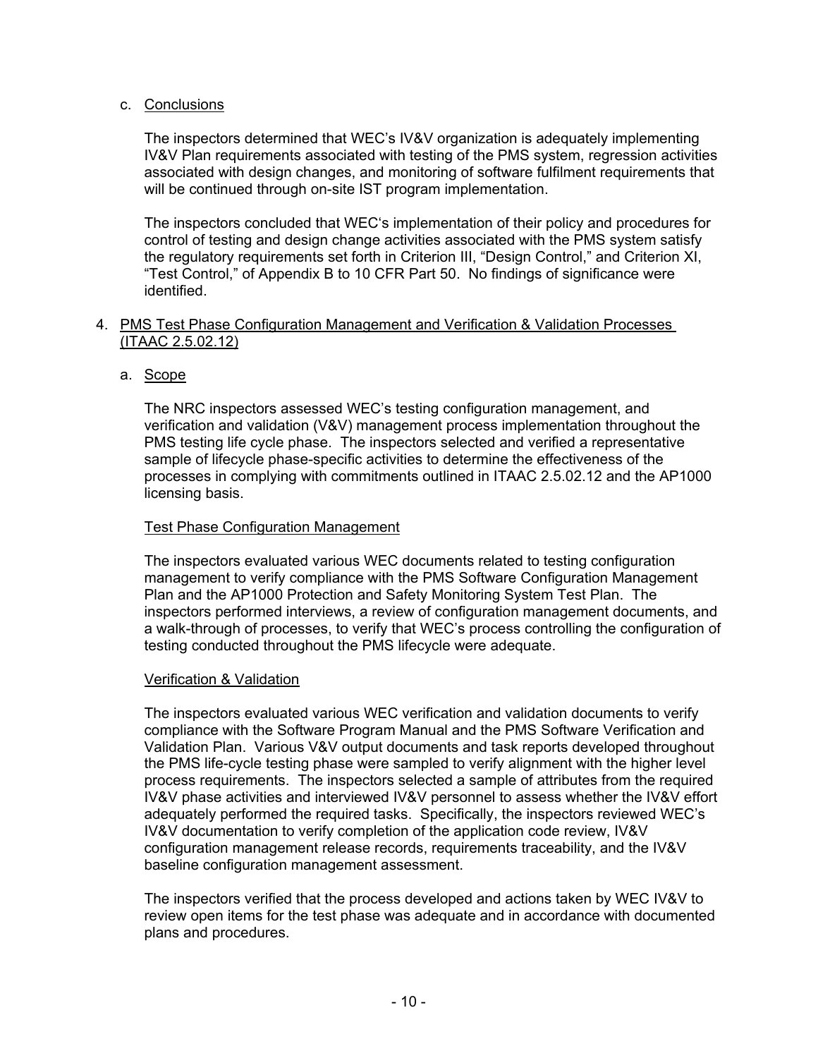c. Conclusions

The inspectors determined that WEC's IV&V organization is adequately implementing IV&V Plan requirements associated with testing of the PMS system, regression activities associated with design changes, and monitoring of software fulfilment requirements that will be continued through on-site IST program implementation.

The inspectors concluded that WEC's implementation of their policy and procedures for control of testing and design change activities associated with the PMS system satisfy the regulatory requirements set forth in Criterion III, "Design Control," and Criterion XI, "Test Control," of Appendix B to 10 CFR Part 50. No findings of significance were identified.

4. PMS Test Phase Configuration Management and Verification & Validation Processes (ITAAC 2.5.02.12)

a. Scope

The NRC inspectors assessed WEC's testing configuration management, and verification and validation (V&V) management process implementation throughout the PMS testing life cycle phase. The inspectors selected and verified a representative sample of lifecycle phase-specific activities to determine the effectiveness of the processes in complying with commitments outlined in ITAAC 2.5.02.12 and the AP1000 licensing basis.

Test Phase Configuration Management

The inspectors evaluated various WEC documents related to testing configuration management to verify compliance with the PMS Software Configuration Management Plan and the AP1000 Protection and Safety Monitoring System Test Plan. The inspectors performed interviews, a review of configuration management documents, and a walk-through of processes, to verify that WEC's process controlling the configuration of testing conducted throughout the PMS lifecycle were adequate.

Verification & Validation

The inspectors evaluated various WEC verification and validation documents to verify compliance with the Software Program Manual and the PMS Software Verification and Validation Plan. Various V&V output documents and task reports developed throughout the PMS life-cycle testing phase were sampled to verify alignment with the higher level process requirements. The inspectors selected a sample of attributes from the required IV&V phase activities and interviewed IV&V personnel to assess whether the IV&V effort adequately performed the required tasks. Specifically, the inspectors reviewed WEC's IV&V documentation to verify completion of the application code review, IV&V configuration management release records, requirements traceability, and the IV&V baseline configuration management assessment.

The inspectors verified that the process developed and actions taken by WEC IV&V to review open items for the test phase was adequate and in accordance with documented plans and procedures.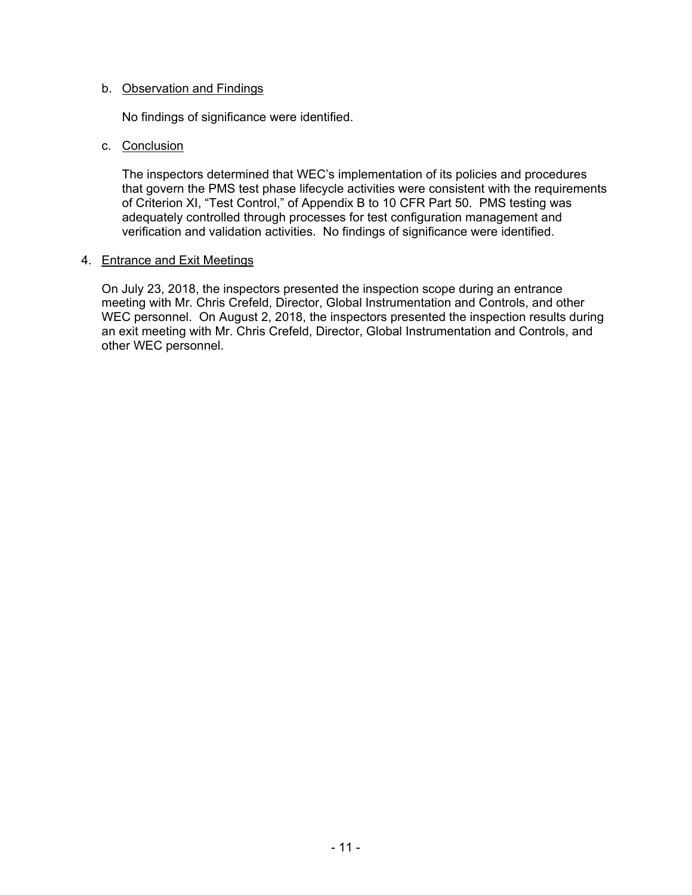b. Observation and Findings

No findings of significance were identified.

c. Conclusion

The inspectors determined that WEC's implementation of its policies and procedures that govern the PMS test phase lifecycle activities were consistent with the requirements of Criterion XI, "Test Control," of Appendix B to 10 CFR Part 50. PMS testing was adequately controlled through processes for test configuration management and verification and validation activities. No findings of significance were identified.

4. Entrance and Exit Meetings

On July 23, 2018, the inspectors presented the inspection scope during an entrance meeting with Mr. Chris Crefeld, Director, Global Instrumentation and Controls, and other WEC personnel. On August 2, 2018, the inspectors presented the inspection results during an exit meeting with Mr. Chris Crefeld, Director, Global Instrumentation and Controls, and other WEC personnel.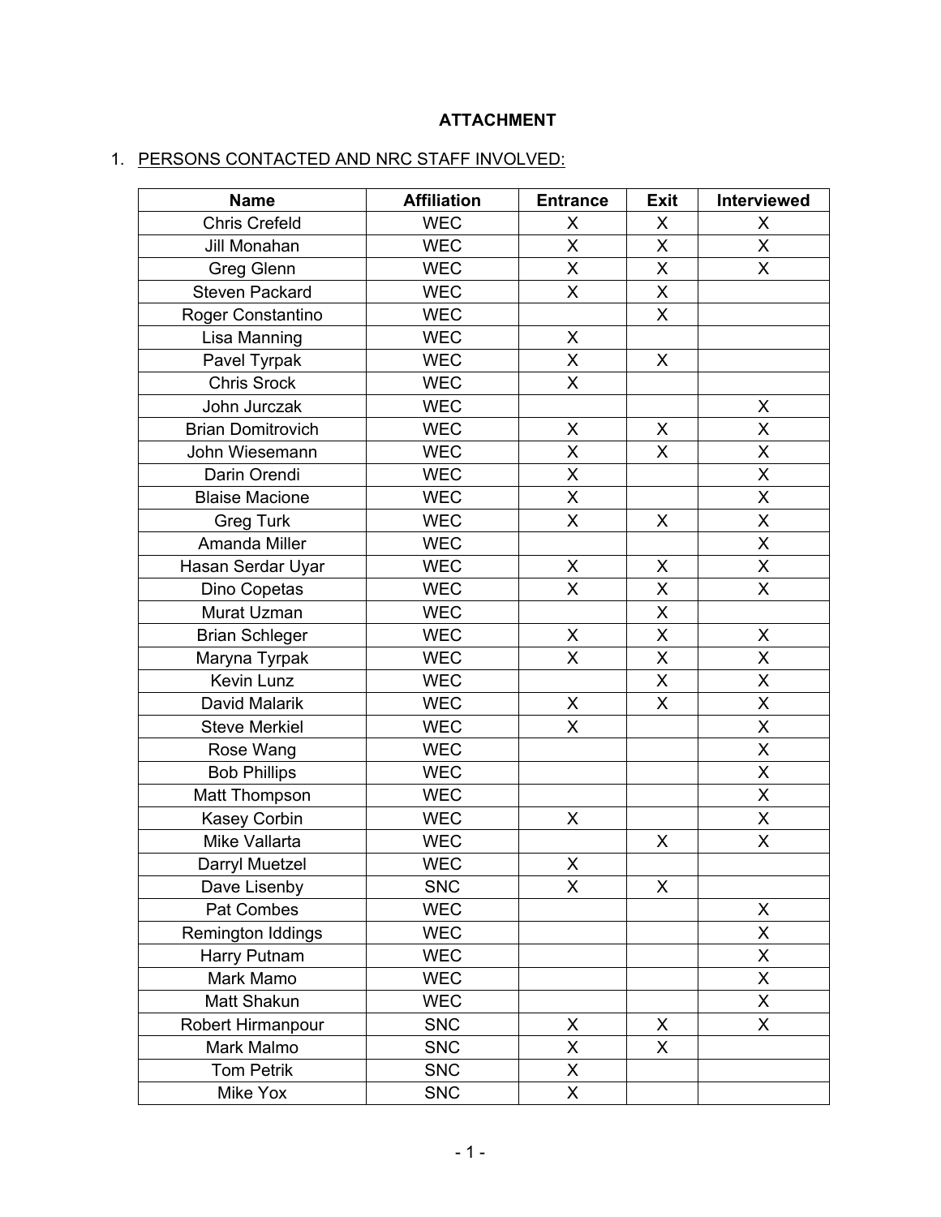**ATTACHMENT**

1. PERSONS CONTACTED AND NRC STAFF INVOLVED:

| Name | Affiliation | Entrance | Exit | Interviewed |
|---|---|---|---|---|
| Chris Crefeld | WEC | X | X | X |
| Jill Monahan | WEC | X | X | X |
| Greg Glenn | WEC | X | X | X |
| Steven Packard | WEC | X | X | |
| Roger Constantino | WEC | | X | |
| Lisa Manning | WEC | X | | |
| Pavel Tyrpak | WEC | X | X | |
| Chris Srock | WEC | X | | |
| John Jurczak | WEC | | | X |
| Brian Domitrovich | WEC | X | X | X |
| John Wiesemann | WEC | X | X | X |
| Darin Orendi | WEC | X | | X |
| Blaise Macione | WEC | X | | X |
| Greg Turk | WEC | X | X | X |
| Amanda Miller | WEC | | | X |
| Hasan Serdar Uyar | WEC | X | X | X |
| Dino Copetas | WEC | X | X | X |
| Murat Uzman | WEC | | X | |
| Brian Schleger | WEC | X | X | X |
| Maryna Tyrpak | WEC | X | X | X |
| Kevin Lunz | WEC | | X | X |
| David Malarik | WEC | X | X | X |
| Steve Merkiel | WEC | X | | X |
| Rose Wang | WEC | | | X |
| Bob Phillips | WEC | | | X |
| Matt Thompson | WEC | | | X |
| Kasey Corbin | WEC | X | | X |
| Mike Vallarta | WEC | | X | X |
| Darryl Muetzel | WEC | X | | |
| Dave Lisenby | SNC | X | X | |
| Pat Combes | WEC | | | X |
| Remington Iddings | WEC | | | X |
| Harry Putnam | WEC | | | X |
| Mark Mamo | WEC | | | X |
| Matt Shakun | WEC | | | X |
| Robert Hirmanpour | SNC | X | X | X |
| Mark Malmo | SNC | X | X | |
| Tom Petrik | SNC | X | | |
| Mike Yox | SNC | X | | |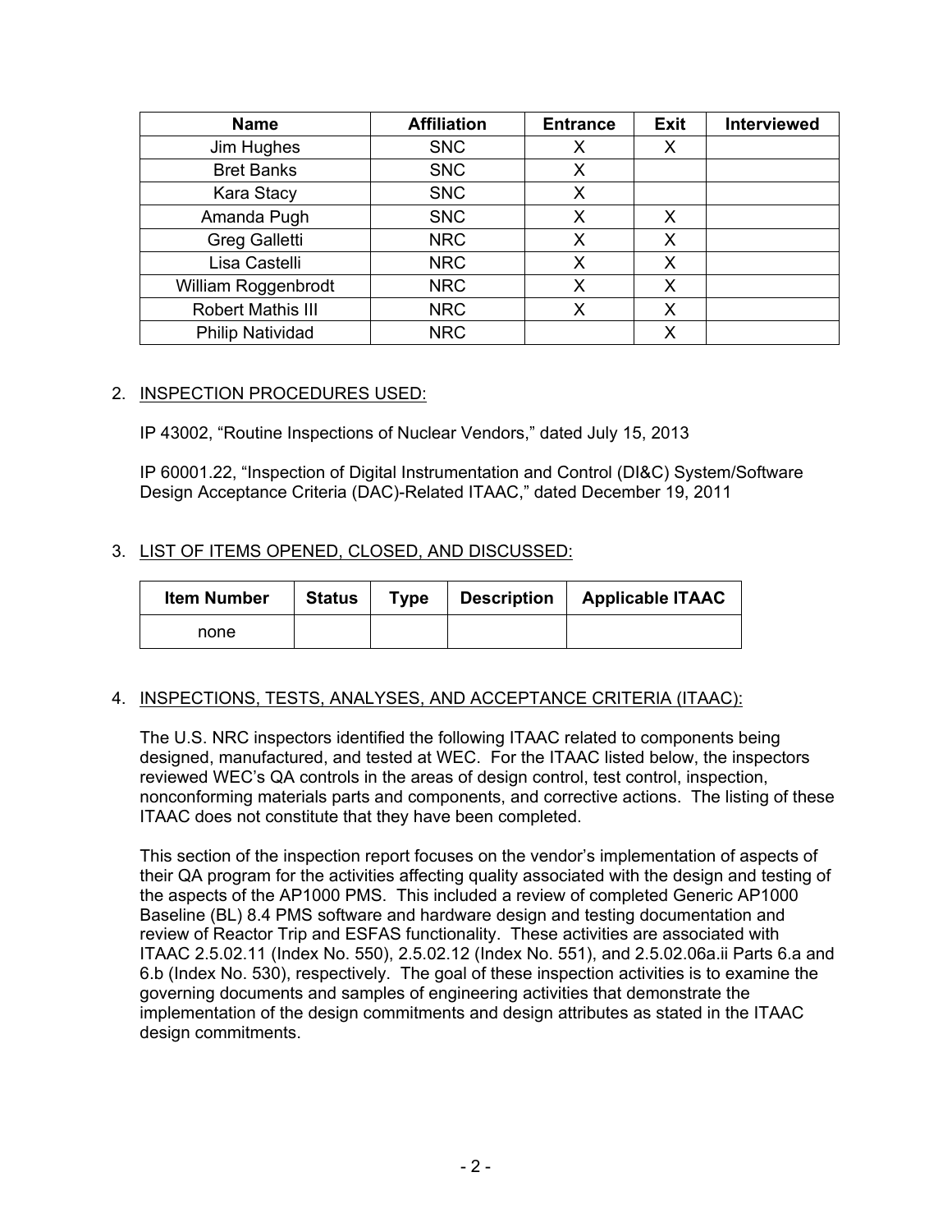| Name | Affiliation | Entrance | Exit | Interviewed |
|---|---|---|---|---|
| Jim Hughes | SNC | X | X | |
| Bret Banks | SNC | X | | |
| Kara Stacy | SNC | X | | |
| Amanda Pugh | SNC | X | X | |
| Greg Galletti | NRC | X | X | |
| Lisa Castelli | NRC | X | X | |
| William Roggenbrodt | NRC | X | X | |
| Robert Mathis III | NRC | X | X | |
| Philip Natividad | NRC | | X | |

2. INSPECTION PROCEDURES USED:

   IP 43002, "Routine Inspections of Nuclear Vendors," dated July 15, 2013

   IP 60001.22, "Inspection of Digital Instrumentation and Control (DI&C) System/Software Design Acceptance Criteria (DAC)-Related ITAAC," dated December 19, 2011

3. LIST OF ITEMS OPENED, CLOSED, AND DISCUSSED:

| Item Number | Status | Type | Description | Applicable ITAAC |
|---|---|---|---|---|
| none | | | | |

4. INSPECTIONS, TESTS, ANALYSES, AND ACCEPTANCE CRITERIA (ITAAC):

   The U.S. NRC inspectors identified the following ITAAC related to components being designed, manufactured, and tested at WEC. For the ITAAC listed below, the inspectors reviewed WEC's QA controls in the areas of design control, test control, inspection, nonconforming materials parts and components, and corrective actions. The listing of these ITAAC does not constitute that they have been completed.

   This section of the inspection report focuses on the vendor's implementation of aspects of their QA program for the activities affecting quality associated with the design and testing of the aspects of the AP1000 PMS. This included a review of completed Generic AP1000 Baseline (BL) 8.4 PMS software and hardware design and testing documentation and review of Reactor Trip and ESFAS functionality. These activities are associated with ITAAC 2.5.02.11 (Index No. 550), 2.5.02.12 (Index No. 551), and 2.5.02.06a.ii Parts 6.a and 6.b (Index No. 530), respectively. The goal of these inspection activities is to examine the governing documents and samples of engineering activities that demonstrate the implementation of the design commitments and design attributes as stated in the ITAAC design commitments.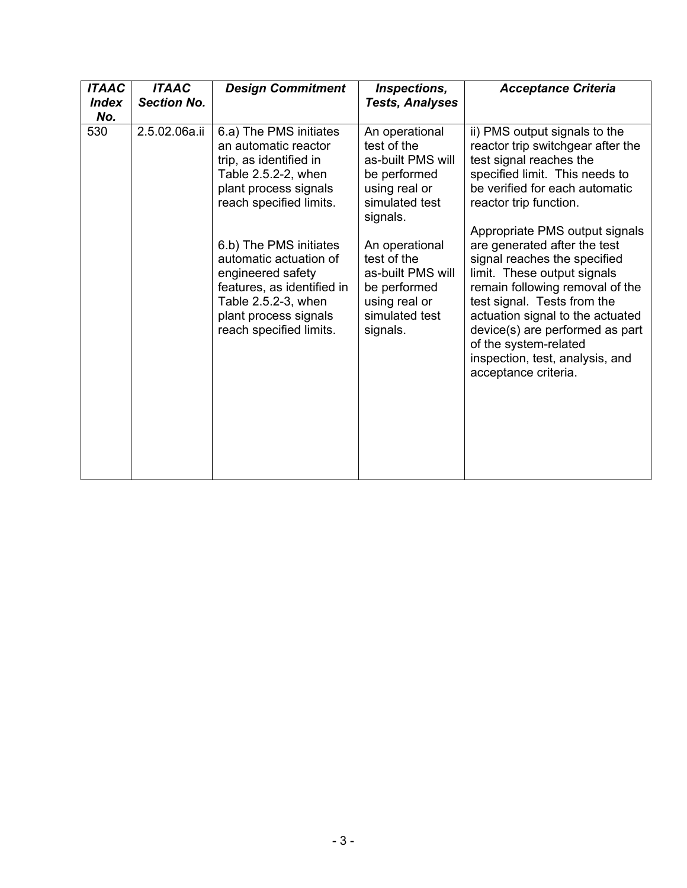| *ITAAC Index No.* | *ITAAC Section No.* | *Design Commitment* | *Inspections, Tests, Analyses* | *Acceptance Criteria* |
|---|---|---|---|---|
| 530 | 2.5.02.06a.ii | 6.a) The PMS initiates an automatic reactor trip, as identified in Table 2.5.2-2, when plant process signals reach specified limits.<br><br>6.b) The PMS initiates automatic actuation of engineered safety features, as identified in Table 2.5.2-3, when plant process signals reach specified limits. | An operational test of the as-built PMS will be performed using real or simulated test signals.<br><br>An operational test of the as-built PMS will be performed using real or simulated test signals. | ii) PMS output signals to the reactor trip switchgear after the test signal reaches the specified limit. This needs to be verified for each automatic reactor trip function.<br><br>Appropriate PMS output signals are generated after the test signal reaches the specified limit. These output signals remain following removal of the test signal. Tests from the actuation signal to the actuated device(s) are performed as part of the system-related inspection, test, analysis, and acceptance criteria. |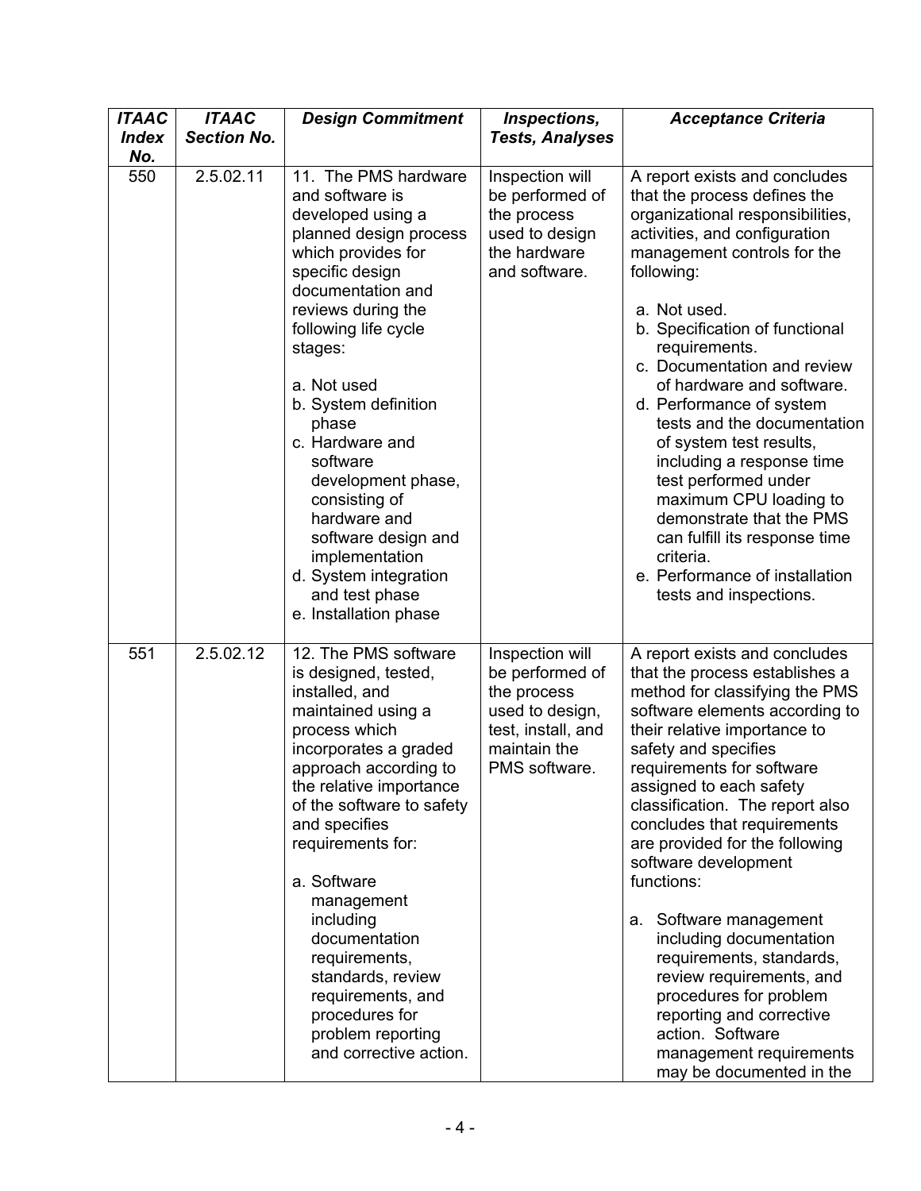| *ITAAC Index No.* | *ITAAC Section No.* | *Design Commitment* | *Inspections, Tests, Analyses* | *Acceptance Criteria* |
|---|---|---|---|---|
| 550 | 2.5.02.11 | 11. The PMS hardware and software is developed using a planned design process which provides for specific design documentation and reviews during the following life cycle stages:<br><br>a. Not used<br>b. System definition phase<br>c. Hardware and software development phase, consisting of hardware and software design and implementation<br>d. System integration and test phase<br>e. Installation phase | Inspection will be performed of the process used to design the hardware and software. | A report exists and concludes that the process defines the organizational responsibilities, activities, and configuration management controls for the following:<br><br>a. Not used.<br>b. Specification of functional requirements.<br>c. Documentation and review of hardware and software.<br>d. Performance of system tests and the documentation of system test results, including a response time test performed under maximum CPU loading to demonstrate that the PMS can fulfill its response time criteria.<br>e. Performance of installation tests and inspections. |
| 551 | 2.5.02.12 | 12. The PMS software is designed, tested, installed, and maintained using a process which incorporates a graded approach according to the relative importance of the software to safety and specifies requirements for:<br><br>a. Software management including documentation requirements, standards, review requirements, and procedures for problem reporting and corrective action. | Inspection will be performed of the process used to design, test, install, and maintain the PMS software. | A report exists and concludes that the process establishes a method for classifying the PMS software elements according to their relative importance to safety and specifies requirements for software assigned to each safety classification. The report also concludes that requirements are provided for the following software development functions:<br><br>a. Software management including documentation requirements, standards, review requirements, and procedures for problem reporting and corrective action. Software management requirements may be documented in the |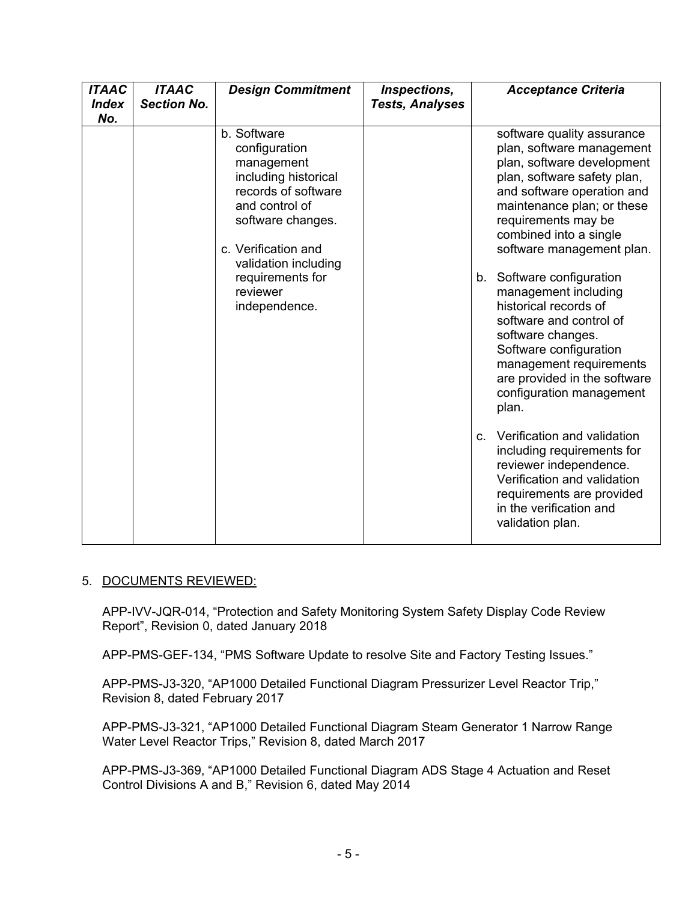| *ITAAC Index No.* | *ITAAC Section No.* | *Design Commitment* | *Inspections, Tests, Analyses* | *Acceptance Criteria* |
|---|---|---|---|---|
| | | b. Software configuration management including historical records of software and control of software changes.<br><br>c. Verification and validation including requirements for reviewer independence. | | software quality assurance plan, software management plan, software development plan, software safety plan, and software operation and maintenance plan; or these requirements may be combined into a single software management plan.<br><br>b. Software configuration management including historical records of software and control of software changes. Software configuration management requirements are provided in the software configuration management plan.<br><br>c. Verification and validation including requirements for reviewer independence. Verification and validation requirements are provided in the verification and validation plan. |

5. DOCUMENTS REVIEWED:

APP-IVV-JQR-014, "Protection and Safety Monitoring System Safety Display Code Review Report", Revision 0, dated January 2018

APP-PMS-GEF-134, "PMS Software Update to resolve Site and Factory Testing Issues."

APP-PMS-J3-320, "AP1000 Detailed Functional Diagram Pressurizer Level Reactor Trip," Revision 8, dated February 2017

APP-PMS-J3-321, "AP1000 Detailed Functional Diagram Steam Generator 1 Narrow Range Water Level Reactor Trips," Revision 8, dated March 2017

APP-PMS-J3-369, "AP1000 Detailed Functional Diagram ADS Stage 4 Actuation and Reset Control Divisions A and B," Revision 6, dated May 2014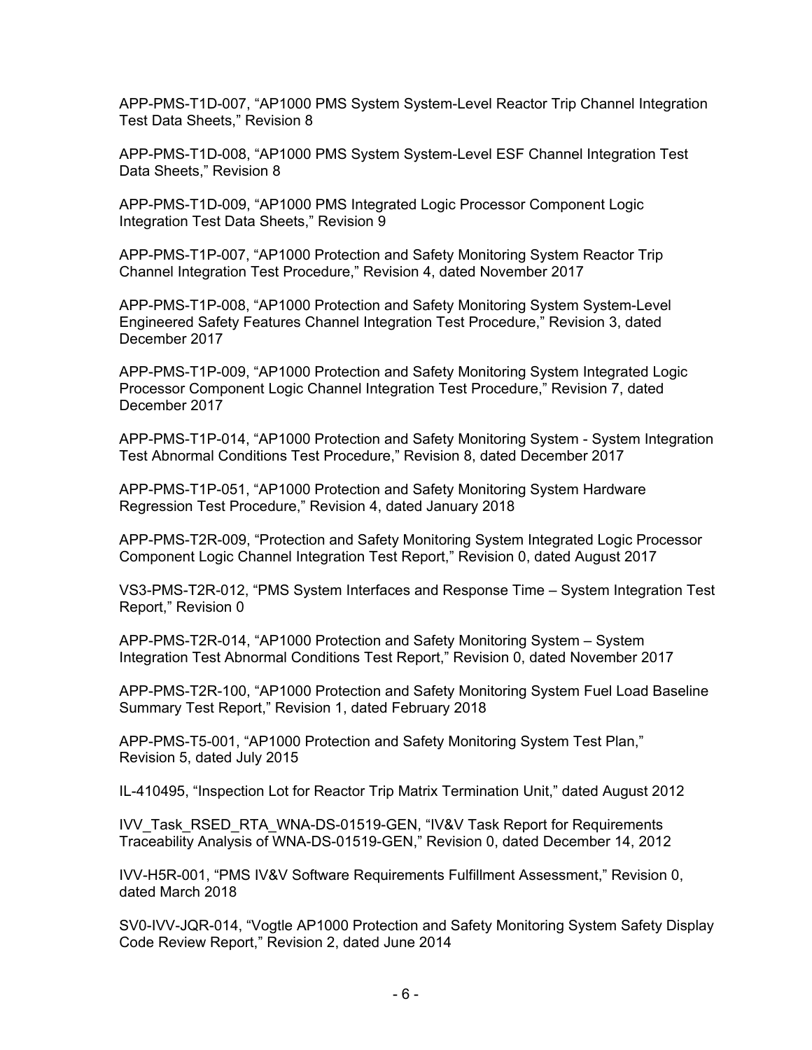APP-PMS-T1D-007, “AP1000 PMS System System-Level Reactor Trip Channel Integration Test Data Sheets,” Revision 8

APP-PMS-T1D-008, “AP1000 PMS System System-Level ESF Channel Integration Test Data Sheets,” Revision 8

APP-PMS-T1D-009, “AP1000 PMS Integrated Logic Processor Component Logic Integration Test Data Sheets,” Revision 9

APP-PMS-T1P-007, “AP1000 Protection and Safety Monitoring System Reactor Trip Channel Integration Test Procedure,” Revision 4, dated November 2017

APP-PMS-T1P-008, “AP1000 Protection and Safety Monitoring System System-Level Engineered Safety Features Channel Integration Test Procedure,” Revision 3, dated December 2017

APP-PMS-T1P-009, “AP1000 Protection and Safety Monitoring System Integrated Logic Processor Component Logic Channel Integration Test Procedure,” Revision 7, dated December 2017

APP-PMS-T1P-014, “AP1000 Protection and Safety Monitoring System - System Integration Test Abnormal Conditions Test Procedure,” Revision 8, dated December 2017

APP-PMS-T1P-051, “AP1000 Protection and Safety Monitoring System Hardware Regression Test Procedure,” Revision 4, dated January 2018

APP-PMS-T2R-009, “Protection and Safety Monitoring System Integrated Logic Processor Component Logic Channel Integration Test Report,” Revision 0, dated August 2017

VS3-PMS-T2R-012, “PMS System Interfaces and Response Time – System Integration Test Report,” Revision 0

APP-PMS-T2R-014, “AP1000 Protection and Safety Monitoring System – System Integration Test Abnormal Conditions Test Report,” Revision 0, dated November 2017

APP-PMS-T2R-100, “AP1000 Protection and Safety Monitoring System Fuel Load Baseline Summary Test Report,” Revision 1, dated February 2018

APP-PMS-T5-001, “AP1000 Protection and Safety Monitoring System Test Plan,” Revision 5, dated July 2015

IL-410495, “Inspection Lot for Reactor Trip Matrix Termination Unit,” dated August 2012

IVV_Task_RSED_RTA_WNA-DS-01519-GEN, “IV&V Task Report for Requirements Traceability Analysis of WNA-DS-01519-GEN,” Revision 0, dated December 14, 2012

IVV-H5R-001, “PMS IV&V Software Requirements Fulfillment Assessment,” Revision 0, dated March 2018

SV0-IVV-JQR-014, “Vogtle AP1000 Protection and Safety Monitoring System Safety Display Code Review Report,” Revision 2, dated June 2014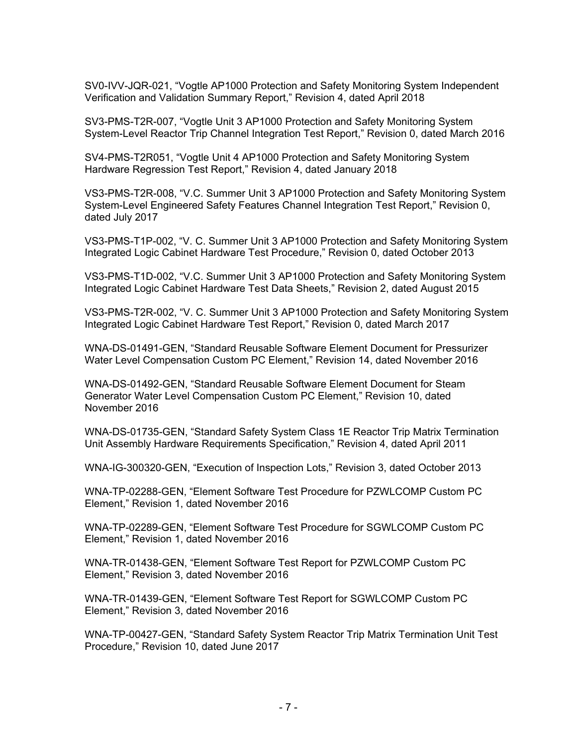SV0-IVV-JQR-021, “Vogtle AP1000 Protection and Safety Monitoring System Independent Verification and Validation Summary Report,” Revision 4, dated April 2018

SV3-PMS-T2R-007, “Vogtle Unit 3 AP1000 Protection and Safety Monitoring System System-Level Reactor Trip Channel Integration Test Report,” Revision 0, dated March 2016

SV4-PMS-T2R051, “Vogtle Unit 4 AP1000 Protection and Safety Monitoring System Hardware Regression Test Report,” Revision 4, dated January 2018

VS3-PMS-T2R-008, “V.C. Summer Unit 3 AP1000 Protection and Safety Monitoring System System-Level Engineered Safety Features Channel Integration Test Report,” Revision 0, dated July 2017

VS3-PMS-T1P-002, “V. C. Summer Unit 3 AP1000 Protection and Safety Monitoring System Integrated Logic Cabinet Hardware Test Procedure,” Revision 0, dated October 2013

VS3-PMS-T1D-002, “V.C. Summer Unit 3 AP1000 Protection and Safety Monitoring System Integrated Logic Cabinet Hardware Test Data Sheets,” Revision 2, dated August 2015

VS3-PMS-T2R-002, “V. C. Summer Unit 3 AP1000 Protection and Safety Monitoring System Integrated Logic Cabinet Hardware Test Report,” Revision 0, dated March 2017

WNA-DS-01491-GEN, “Standard Reusable Software Element Document for Pressurizer Water Level Compensation Custom PC Element,” Revision 14, dated November 2016

WNA-DS-01492-GEN, “Standard Reusable Software Element Document for Steam Generator Water Level Compensation Custom PC Element,” Revision 10, dated November 2016

WNA-DS-01735-GEN, “Standard Safety System Class 1E Reactor Trip Matrix Termination Unit Assembly Hardware Requirements Specification,” Revision 4, dated April 2011

WNA-IG-300320-GEN, “Execution of Inspection Lots,” Revision 3, dated October 2013

WNA-TP-02288-GEN, “Element Software Test Procedure for PZWLCOMP Custom PC Element,” Revision 1, dated November 2016

WNA-TP-02289-GEN, “Element Software Test Procedure for SGWLCOMP Custom PC Element,” Revision 1, dated November 2016

WNA-TR-01438-GEN, “Element Software Test Report for PZWLCOMP Custom PC Element,” Revision 3, dated November 2016

WNA-TR-01439-GEN, “Element Software Test Report for SGWLCOMP Custom PC Element,” Revision 3, dated November 2016

WNA-TP-00427-GEN, “Standard Safety System Reactor Trip Matrix Termination Unit Test Procedure,” Revision 10, dated June 2017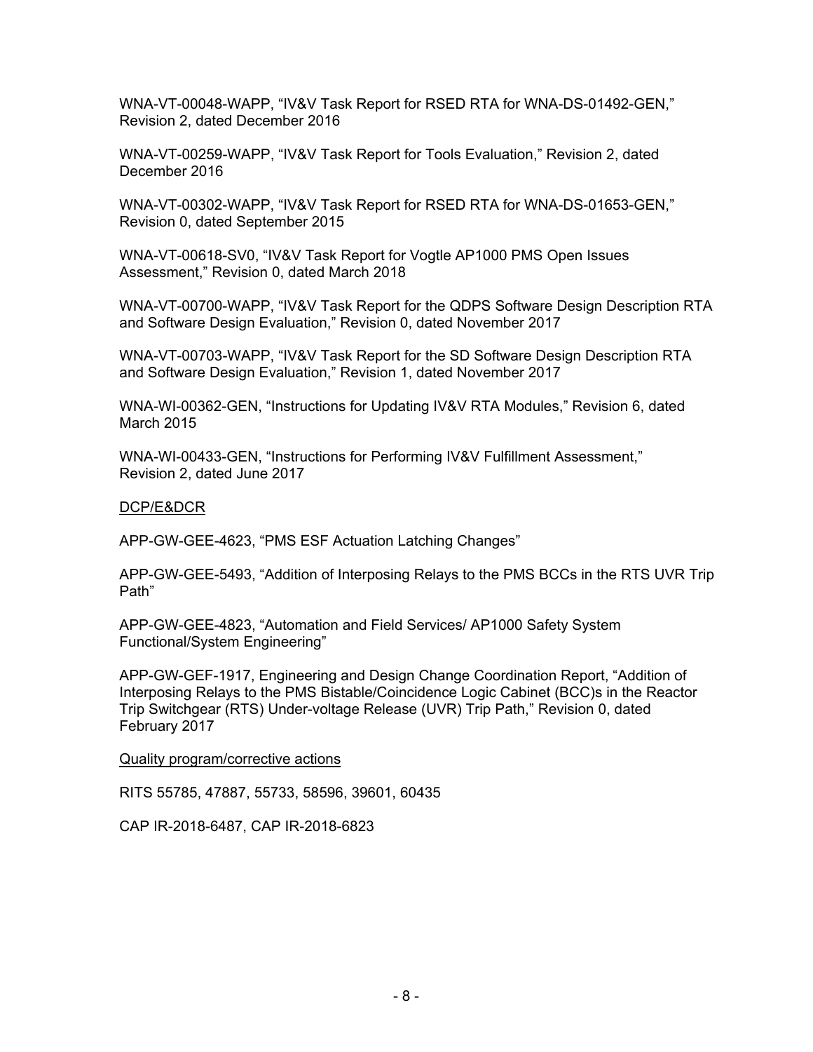WNA-VT-00048-WAPP, "IV&V Task Report for RSED RTA for WNA-DS-01492-GEN," Revision 2, dated December 2016

WNA-VT-00259-WAPP, "IV&V Task Report for Tools Evaluation," Revision 2, dated December 2016

WNA-VT-00302-WAPP, "IV&V Task Report for RSED RTA for WNA-DS-01653-GEN," Revision 0, dated September 2015

WNA-VT-00618-SV0, "IV&V Task Report for Vogtle AP1000 PMS Open Issues Assessment," Revision 0, dated March 2018

WNA-VT-00700-WAPP, "IV&V Task Report for the QDPS Software Design Description RTA and Software Design Evaluation," Revision 0, dated November 2017

WNA-VT-00703-WAPP, "IV&V Task Report for the SD Software Design Description RTA and Software Design Evaluation," Revision 1, dated November 2017

WNA-WI-00362-GEN, "Instructions for Updating IV&V RTA Modules," Revision 6, dated March 2015

WNA-WI-00433-GEN, "Instructions for Performing IV&V Fulfillment Assessment," Revision 2, dated June 2017

<u>DCP/E&DCR</u>

APP-GW-GEE-4623, "PMS ESF Actuation Latching Changes"

APP-GW-GEE-5493, "Addition of Interposing Relays to the PMS BCCs in the RTS UVR Trip Path"

APP-GW-GEE-4823, "Automation and Field Services/ AP1000 Safety System Functional/System Engineering"

APP-GW-GEF-1917, Engineering and Design Change Coordination Report, "Addition of Interposing Relays to the PMS Bistable/Coincidence Logic Cabinet (BCC)s in the Reactor Trip Switchgear (RTS) Under-voltage Release (UVR) Trip Path," Revision 0, dated February 2017

<u>Quality program/corrective actions</u>

RITS 55785, 47887, 55733, 58596, 39601, 60435

CAP IR-2018-6487, CAP IR-2018-6823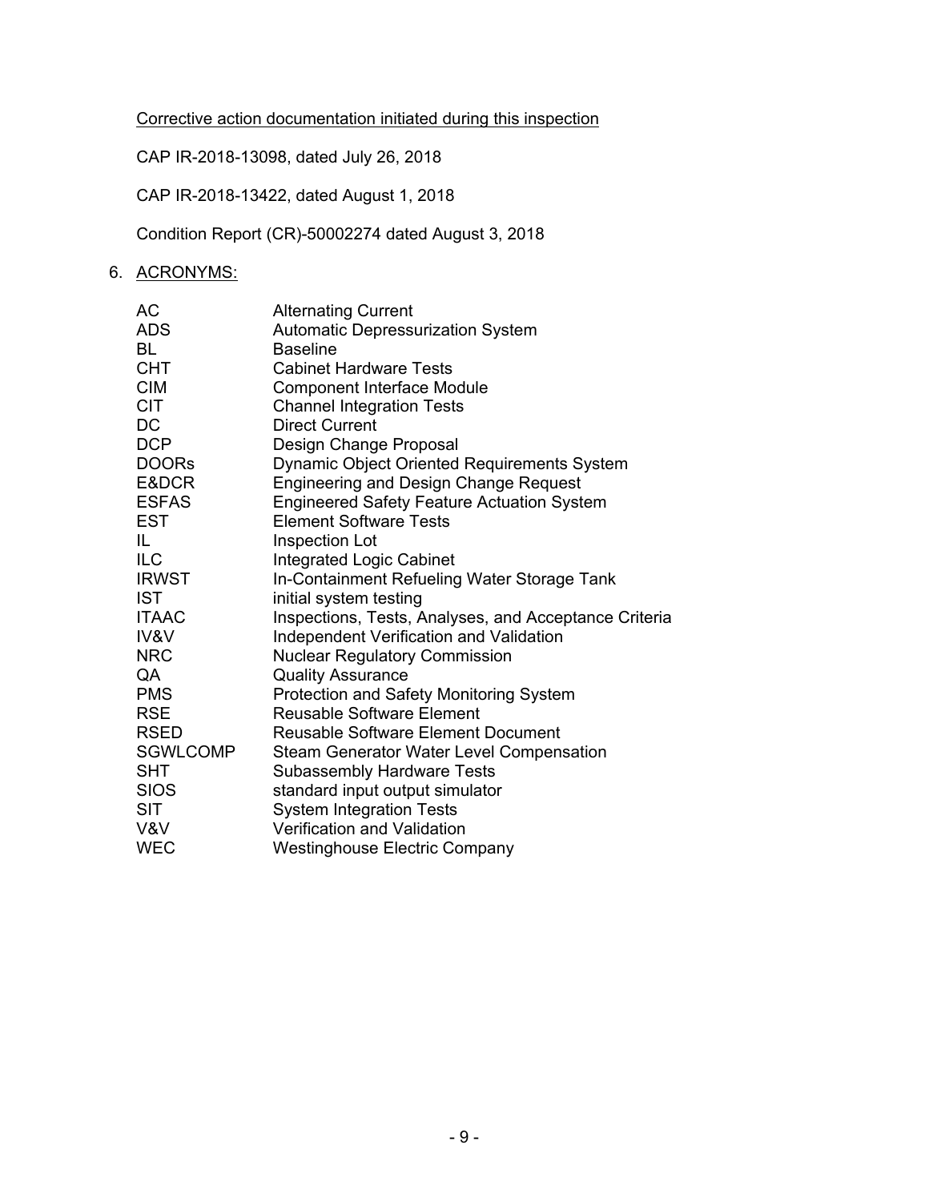Corrective action documentation initiated during this inspection

CAP IR-2018-13098, dated July 26, 2018

CAP IR-2018-13422, dated August 1, 2018

Condition Report (CR)-50002274 dated August 3, 2018

6. ACRONYMS:

| | |
|---|---|
| AC | Alternating Current |
| ADS | Automatic Depressurization System |
| BL | Baseline |
| CHT | Cabinet Hardware Tests |
| CIM | Component Interface Module |
| CIT | Channel Integration Tests |
| DC | Direct Current |
| DCP | Design Change Proposal |
| DOORs | Dynamic Object Oriented Requirements System |
| E&DCR | Engineering and Design Change Request |
| ESFAS | Engineered Safety Feature Actuation System |
| EST | Element Software Tests |
| IL | Inspection Lot |
| ILC | Integrated Logic Cabinet |
| IRWST | In-Containment Refueling Water Storage Tank |
| IST | initial system testing |
| ITAAC | Inspections, Tests, Analyses, and Acceptance Criteria |
| IV&V | Independent Verification and Validation |
| NRC | Nuclear Regulatory Commission |
| QA | Quality Assurance |
| PMS | Protection and Safety Monitoring System |
| RSE | Reusable Software Element |
| RSED | Reusable Software Element Document |
| SGWLCOMP | Steam Generator Water Level Compensation |
| SHT | Subassembly Hardware Tests |
| SIOS | standard input output simulator |
| SIT | System Integration Tests |
| V&V | Verification and Validation |
| WEC | Westinghouse Electric Company |